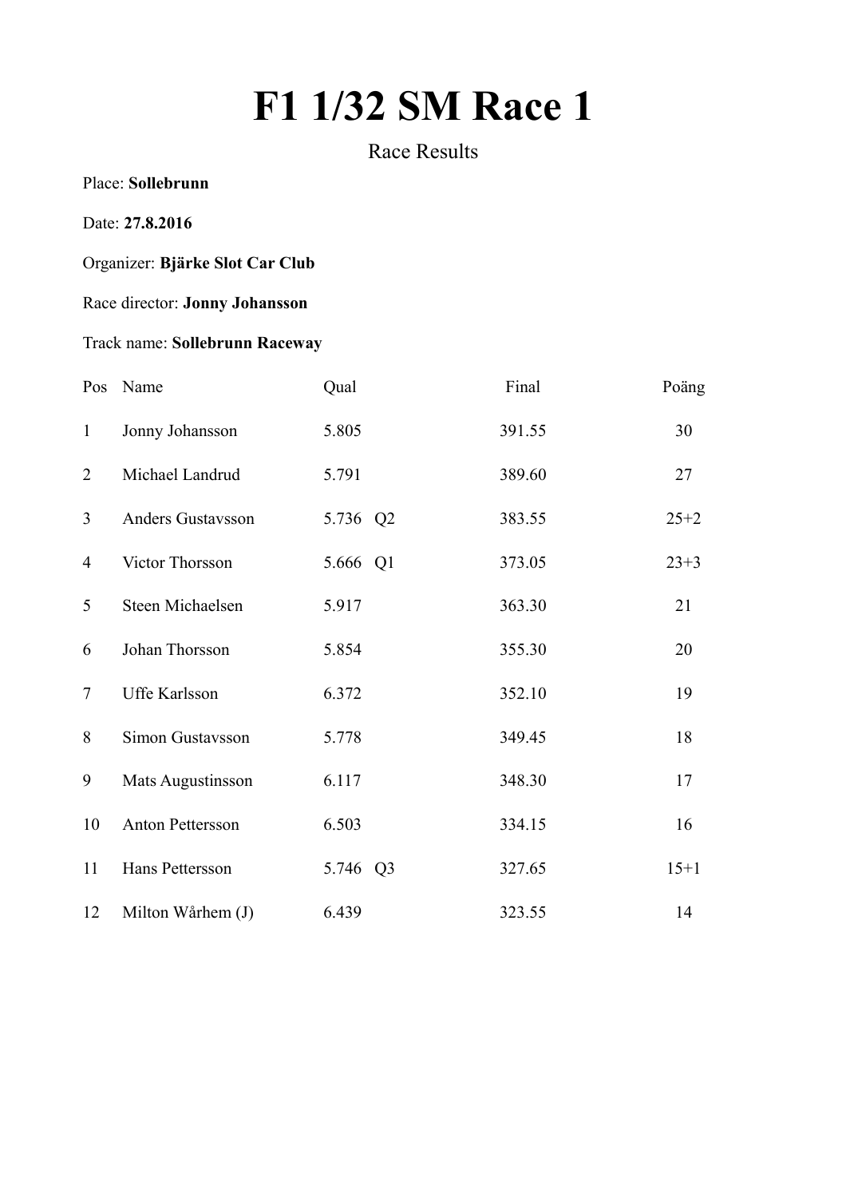# F1 1/32 SM Race 1

Race Results

Place: **Sollebrunn**

Date: **27.8.2016**

Organizer: **Bjärke Slot Car Club**

Race director: **Jonny Johansson**

Track name: **Sollebrunn Raceway**

| Pos | Name | Qual | | Final | Poäng |
|---|---|---|---|---|---|
| 1 | Jonny Johansson | 5.805 | | 391.55 | 30 |
| 2 | Michael Landrud | 5.791 | | 389.60 | 27 |
| 3 | Anders Gustavsson | 5.736 | Q2 | 383.55 | 25+2 |
| 4 | Victor Thorsson | 5.666 | Q1 | 373.05 | 23+3 |
| 5 | Steen Michaelsen | 5.917 | | 363.30 | 21 |
| 6 | Johan Thorsson | 5.854 | | 355.30 | 20 |
| 7 | Uffe Karlsson | 6.372 | | 352.10 | 19 |
| 8 | Simon Gustavsson | 5.778 | | 349.45 | 18 |
| 9 | Mats Augustinsson | 6.117 | | 348.30 | 17 |
| 10 | Anton Pettersson | 6.503 | | 334.15 | 16 |
| 11 | Hans Pettersson | 5.746 | Q3 | 327.65 | 15+1 |
| 12 | Milton Wårhem (J) | 6.439 | | 323.55 | 14 |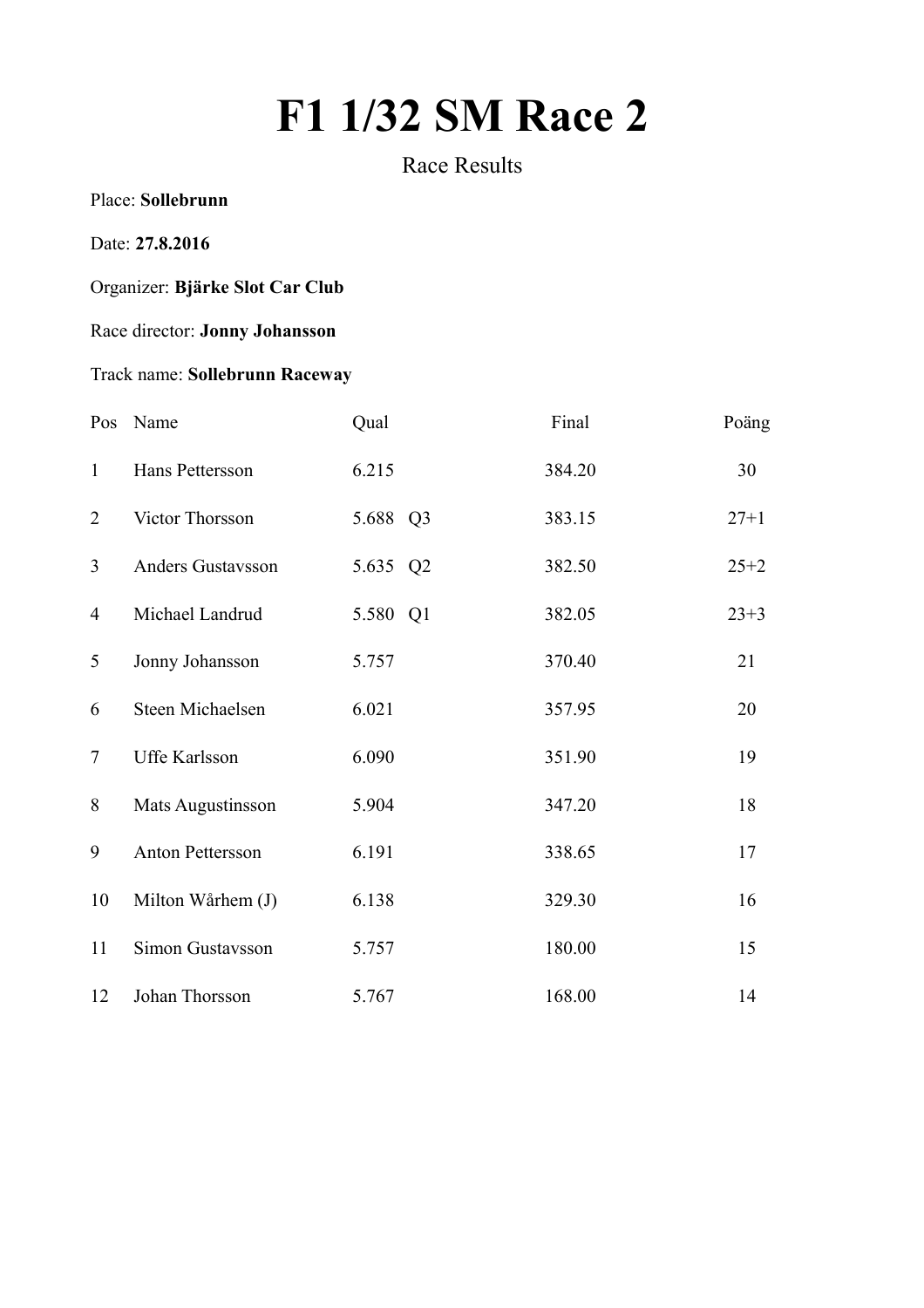# F1 1/32 SM Race 2

Race Results

Place: **Sollebrunn**

Date: **27.8.2016**

Organizer: **Bjärke Slot Car Club**

Race director: **Jonny Johansson**

Track name: **Sollebrunn Raceway**

| Pos | Name | Qual | Final | Poäng |
|---|---|---|---|---|
| 1 | Hans Pettersson | 6.215 | 384.20 | 30 |
| 2 | Victor Thorsson | 5.688 Q3 | 383.15 | 27+1 |
| 3 | Anders Gustavsson | 5.635 Q2 | 382.50 | 25+2 |
| 4 | Michael Landrud | 5.580 Q1 | 382.05 | 23+3 |
| 5 | Jonny Johansson | 5.757 | 370.40 | 21 |
| 6 | Steen Michaelsen | 6.021 | 357.95 | 20 |
| 7 | Uffe Karlsson | 6.090 | 351.90 | 19 |
| 8 | Mats Augustinsson | 5.904 | 347.20 | 18 |
| 9 | Anton Pettersson | 6.191 | 338.65 | 17 |
| 10 | Milton Wårhem (J) | 6.138 | 329.30 | 16 |
| 11 | Simon Gustavsson | 5.757 | 180.00 | 15 |
| 12 | Johan Thorsson | 5.767 | 168.00 | 14 |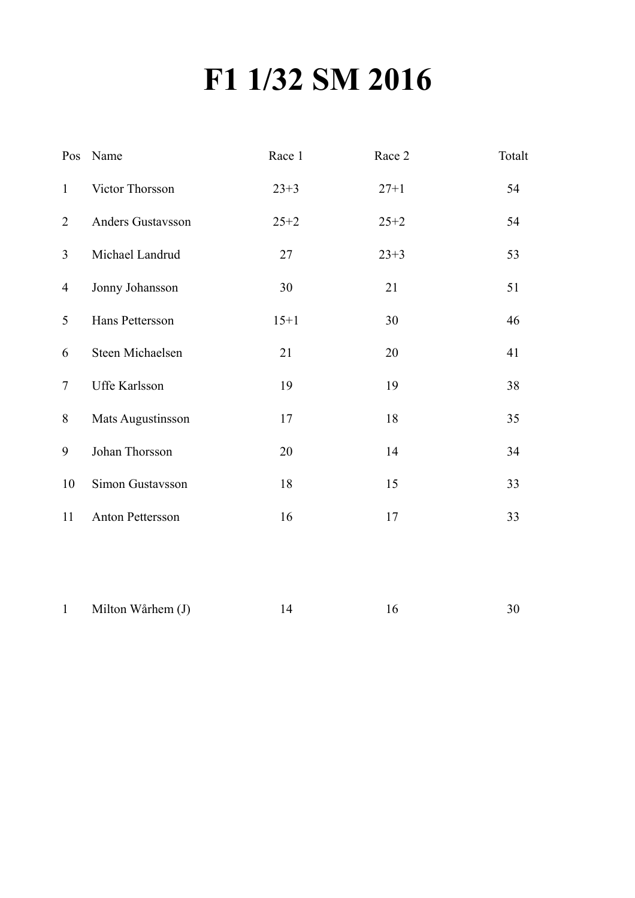# F1 1/32 SM 2016

| Pos | Name | Race 1 | Race 2 | Totalt |
|---|---|---|---|---|
| 1 | Victor Thorsson | 23+3 | 27+1 | 54 |
| 2 | Anders Gustavsson | 25+2 | 25+2 | 54 |
| 3 | Michael Landrud | 27 | 23+3 | 53 |
| 4 | Jonny Johansson | 30 | 21 | 51 |
| 5 | Hans Pettersson | 15+1 | 30 | 46 |
| 6 | Steen Michaelsen | 21 | 20 | 41 |
| 7 | Uffe Karlsson | 19 | 19 | 38 |
| 8 | Mats Augustinsson | 17 | 18 | 35 |
| 9 | Johan Thorsson | 20 | 14 | 34 |
| 10 | Simon Gustavsson | 18 | 15 | 33 |
| 11 | Anton Pettersson | 16 | 17 | 33 |

| | | | | |
|---|---|---|---|---|
| 1 | Milton Wårhem (J) | 14 | 16 | 30 |